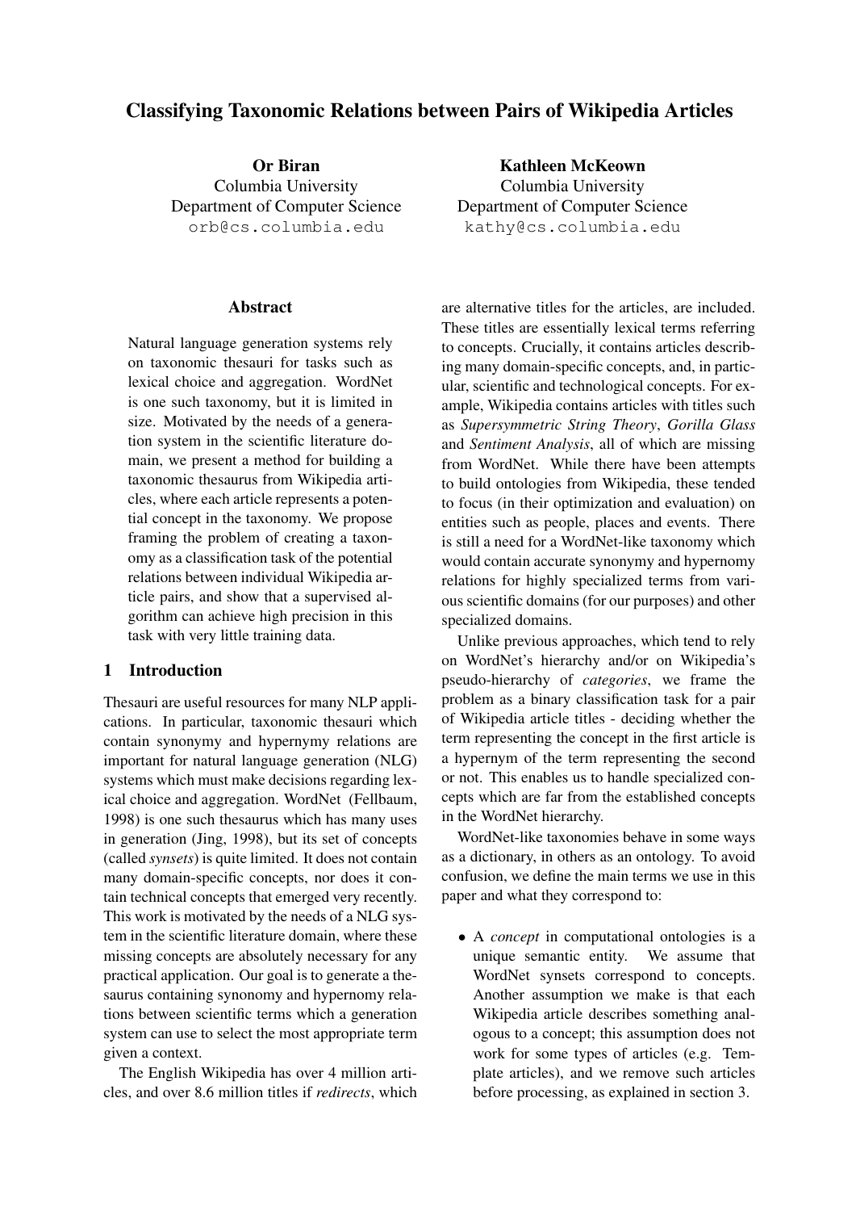# Classifying Taxonomic Relations between Pairs of Wikipedia Articles

**Or Biran**
Columbia University
Department of Computer Science
orb@cs.columbia.edu

**Kathleen McKeown**
Columbia University
Department of Computer Science
kathy@cs.columbia.edu

## Abstract

Natural language generation systems rely on taxonomic thesauri for tasks such as lexical choice and aggregation. WordNet is one such taxonomy, but it is limited in size. Motivated by the needs of a generation system in the scientific literature domain, we present a method for building a taxonomic thesaurus from Wikipedia articles, where each article represents a potential concept in the taxonomy. We propose framing the problem of creating a taxonomy as a classification task of the potential relations between individual Wikipedia article pairs, and show that a supervised algorithm can achieve high precision in this task with very little training data.

## 1 Introduction

Thesauri are useful resources for many NLP applications. In particular, taxonomic thesauri which contain synonymy and hypernymy relations are important for natural language generation (NLG) systems which must make decisions regarding lexical choice and aggregation. WordNet (Fellbaum, 1998) is one such thesaurus which has many uses in generation (Jing, 1998), but its set of concepts (called *synsets*) is quite limited. It does not contain many domain-specific concepts, nor does it contain technical concepts that emerged very recently. This work is motivated by the needs of a NLG system in the scientific literature domain, where these missing concepts are absolutely necessary for any practical application. Our goal is to generate a thesaurus containing synonomy and hypernomy relations between scientific terms which a generation system can use to select the most appropriate term given a context.

The English Wikipedia has over 4 million articles, and over 8.6 million titles if *redirects*, which are alternative titles for the articles, are included. These titles are essentially lexical terms referring to concepts. Crucially, it contains articles describing many domain-specific concepts, and, in particular, scientific and technological concepts. For example, Wikipedia contains articles with titles such as *Supersymmetric String Theory*, *Gorilla Glass* and *Sentiment Analysis*, all of which are missing from WordNet. While there have been attempts to build ontologies from Wikipedia, these tended to focus (in their optimization and evaluation) on entities such as people, places and events. There is still a need for a WordNet-like taxonomy which would contain accurate synonymy and hypernomy relations for highly specialized terms from various scientific domains (for our purposes) and other specialized domains.

Unlike previous approaches, which tend to rely on WordNet's hierarchy and/or on Wikipedia's pseudo-hierarchy of *categories*, we frame the problem as a binary classification task for a pair of Wikipedia article titles - deciding whether the term representing the concept in the first article is a hypernym of the term representing the second or not. This enables us to handle specialized concepts which are far from the established concepts in the WordNet hierarchy.

WordNet-like taxonomies behave in some ways as a dictionary, in others as an ontology. To avoid confusion, we define the main terms we use in this paper and what they correspond to:

- A *concept* in computational ontologies is a unique semantic entity. We assume that WordNet synsets correspond to concepts. Another assumption we make is that each Wikipedia article describes something analogous to a concept; this assumption does not work for some types of articles (e.g. Template articles), and we remove such articles before processing, as explained in section 3.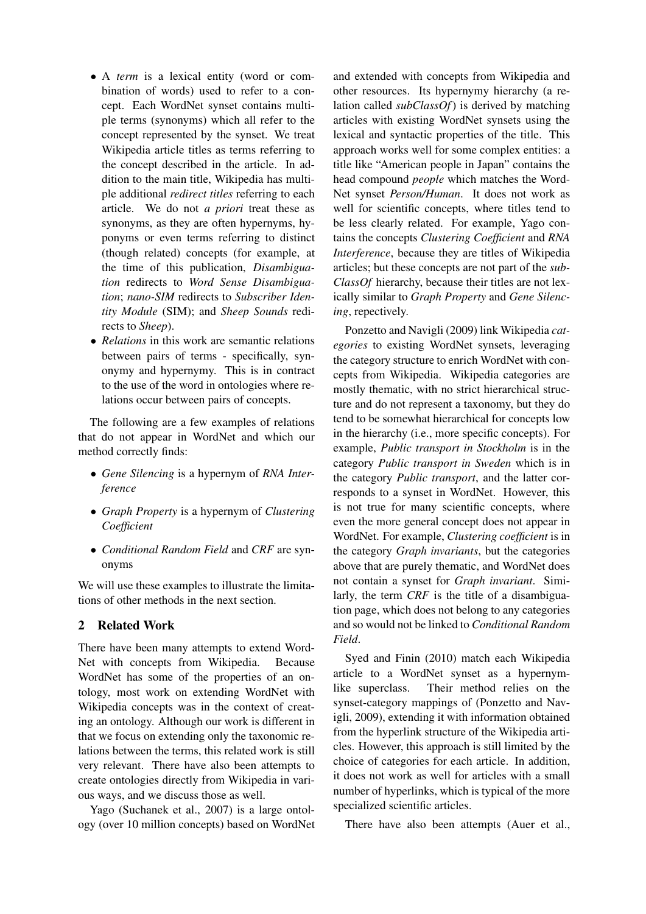- A *term* is a lexical entity (word or combination of words) used to refer to a concept. Each WordNet synset contains multiple terms (synonyms) which all refer to the concept represented by the synset. We treat Wikipedia article titles as terms referring to the concept described in the article. In addition to the main title, Wikipedia has multiple additional *redirect titles* referring to each article. We do not *a priori* treat these as synonyms, as they are often hypernyms, hyponyms or even terms referring to distinct (though related) concepts (for example, at the time of this publication, *Disambiguation* redirects to *Word Sense Disambiguation*; *nano-SIM* redirects to *Subscriber Identity Module* (SIM); and *Sheep Sounds* redirects to *Sheep*).
- *Relations* in this work are semantic relations between pairs of terms - specifically, synonymy and hypernymy. This is in contract to the use of the word in ontologies where relations occur between pairs of concepts.

The following are a few examples of relations that do not appear in WordNet and which our method correctly finds:

- *Gene Silencing* is a hypernym of *RNA Interference*
- *Graph Property* is a hypernym of *Clustering Coefficient*
- *Conditional Random Field* and *CRF* are synonyms

We will use these examples to illustrate the limitations of other methods in the next section.

## 2 Related Work

There have been many attempts to extend WordNet with concepts from Wikipedia. Because WordNet has some of the properties of an ontology, most work on extending WordNet with Wikipedia concepts was in the context of creating an ontology. Although our work is different in that we focus on extending only the taxonomic relations between the terms, this related work is still very relevant. There have also been attempts to create ontologies directly from Wikipedia in various ways, and we discuss those as well.

Yago (Suchanek et al., 2007) is a large ontology (over 10 million concepts) based on WordNet and extended with concepts from Wikipedia and other resources. Its hypernymy hierarchy (a relation called *subClassOf*) is derived by matching articles with existing WordNet synsets using the lexical and syntactic properties of the title. This approach works well for some complex entities: a title like "American people in Japan" contains the head compound *people* which matches the WordNet synset *Person/Human*. It does not work as well for scientific concepts, where titles tend to be less clearly related. For example, Yago contains the concepts *Clustering Coefficient* and *RNA Interference*, because they are titles of Wikipedia articles; but these concepts are not part of the *subClassOf* hierarchy, because their titles are not lexically similar to *Graph Property* and *Gene Silencing*, repectively.

Ponzetto and Navigli (2009) link Wikipedia *categories* to existing WordNet synsets, leveraging the category structure to enrich WordNet with concepts from Wikipedia. Wikipedia categories are mostly thematic, with no strict hierarchical structure and do not represent a taxonomy, but they do tend to be somewhat hierarchical for concepts low in the hierarchy (i.e., more specific concepts). For example, *Public transport in Stockholm* is in the category *Public transport in Sweden* which is in the category *Public transport*, and the latter corresponds to a synset in WordNet. However, this is not true for many scientific concepts, where even the more general concept does not appear in WordNet. For example, *Clustering coefficient* is in the category *Graph invariants*, but the categories above that are purely thematic, and WordNet does not contain a synset for *Graph invariant*. Similarly, the term *CRF* is the title of a disambiguation page, which does not belong to any categories and so would not be linked to *Conditional Random Field*.

Syed and Finin (2010) match each Wikipedia article to a WordNet synset as a hypernym-like superclass. Their method relies on the synset-category mappings of (Ponzetto and Navigli, 2009), extending it with information obtained from the hyperlink structure of the Wikipedia articles. However, this approach is still limited by the choice of categories for each article. In addition, it does not work as well for articles with a small number of hyperlinks, which is typical of the more specialized scientific articles.

There have also been attempts (Auer et al.,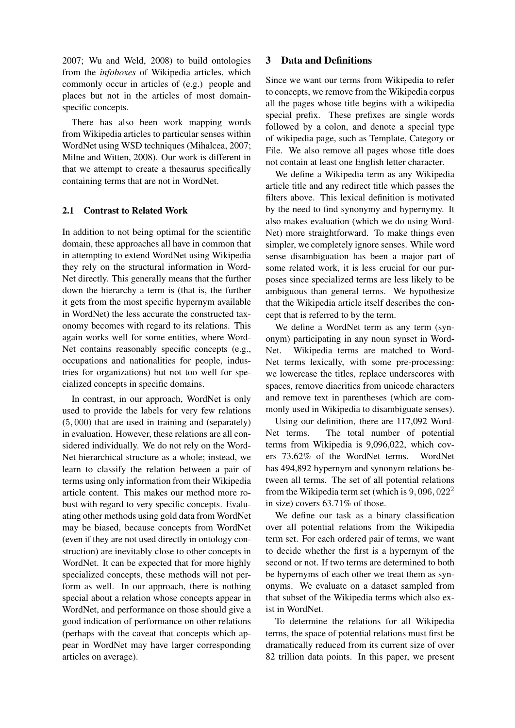2007; Wu and Weld, 2008) to build ontologies from the *infoboxes* of Wikipedia articles, which commonly occur in articles of (e.g.) people and places but not in the articles of most domain-specific concepts.

There has also been work mapping words from Wikipedia articles to particular senses within WordNet using WSD techniques (Mihalcea, 2007; Milne and Witten, 2008). Our work is different in that we attempt to create a thesaurus specifically containing terms that are not in WordNet.

### 2.1 Contrast to Related Work

In addition to not being optimal for the scientific domain, these approaches all have in common that in attempting to extend WordNet using Wikipedia they rely on the structural information in WordNet directly. This generally means that the further down the hierarchy a term is (that is, the further it gets from the most specific hypernym available in WordNet) the less accurate the constructed taxonomy becomes with regard to its relations. This again works well for some entities, where WordNet contains reasonably specific concepts (e.g., occupations and nationalities for people, industries for organizations) but not too well for specialized concepts in specific domains.

In contrast, in our approach, WordNet is only used to provide the labels for very few relations ($5,000$) that are used in training and (separately) in evaluation. However, these relations are all considered individually. We do not rely on the WordNet hierarchical structure as a whole; instead, we learn to classify the relation between a pair of terms using only information from their Wikipedia article content. This makes our method more robust with regard to very specific concepts. Evaluating other methods using gold data from WordNet may be biased, because concepts from WordNet (even if they are not used directly in ontology construction) are inevitably close to other concepts in WordNet. It can be expected that for more highly specialized concepts, these methods will not perform as well. In our approach, there is nothing special about a relation whose concepts appear in WordNet, and performance on those should give a good indication of performance on other relations (perhaps with the caveat that concepts which appear in WordNet may have larger corresponding articles on average).

## 3 Data and Definitions

Since we want our terms from Wikipedia to refer to concepts, we remove from the Wikipedia corpus all the pages whose title begins with a wikipedia special prefix. These prefixes are single words followed by a colon, and denote a special type of wikipedia page, such as Template, Category or File. We also remove all pages whose title does not contain at least one English letter character.

We define a Wikipedia term as any Wikipedia article title and any redirect title which passes the filters above. This lexical definition is motivated by the need to find synonymy and hypernymy. It also makes evaluation (which we do using WordNet) more straightforward. To make things even simpler, we completely ignore senses. While word sense disambiguation has been a major part of some related work, it is less crucial for our purposes since specialized terms are less likely to be ambiguous than general terms. We hypothesize that the Wikipedia article itself describes the concept that is referred to by the term.

We define a WordNet term as any term (synonym) participating in any noun synset in WordNet. Wikipedia terms are matched to WordNet terms lexically, with some pre-processing: we lowercase the titles, replace underscores with spaces, remove diacritics from unicode characters and remove text in parentheses (which are commonly used in Wikipedia to disambiguate senses).

Using our definition, there are 117,092 WordNet terms. The total number of potential terms from Wikipedia is 9,096,022, which covers 73.62% of the WordNet terms. WordNet has 494,892 hypernym and synonym relations between all terms. The set of all potential relations from the Wikipedia term set (which is $9,096,022^2$ in size) covers 63.71% of those.

We define our task as a binary classification over all potential relations from the Wikipedia term set. For each ordered pair of terms, we want to decide whether the first is a hypernym of the second or not. If two terms are determined to both be hypernyms of each other we treat them as synonyms. We evaluate on a dataset sampled from that subset of the Wikipedia terms which also exist in WordNet.

To determine the relations for all Wikipedia terms, the space of potential relations must first be dramatically reduced from its current size of over 82 trillion data points. In this paper, we present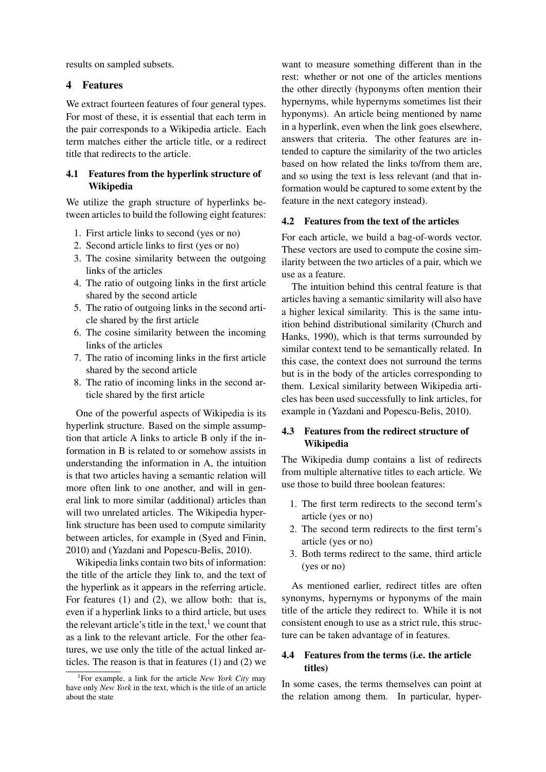results on sampled subsets.

## 4 Features

We extract fourteen features of four general types. For most of these, it is essential that each term in the pair corresponds to a Wikipedia article. Each term matches either the article title, or a redirect title that redirects to the article.

### 4.1 Features from the hyperlink structure of Wikipedia

We utilize the graph structure of hyperlinks between articles to build the following eight features:

1. First article links to second (yes or no)
2. Second article links to first (yes or no)
3. The cosine similarity between the outgoing links of the articles
4. The ratio of outgoing links in the first article shared by the second article
5. The ratio of outgoing links in the second article shared by the first article
6. The cosine similarity between the incoming links of the articles
7. The ratio of incoming links in the first article shared by the second article
8. The ratio of incoming links in the second article shared by the first article

One of the powerful aspects of Wikipedia is its hyperlink structure. Based on the simple assumption that article A links to article B only if the information in B is related to or somehow assists in understanding the information in A, the intuition is that two articles having a semantic relation will more often link to one another, and will in general link to more similar (additional) articles than will two unrelated articles. The Wikipedia hyperlink structure has been used to compute similarity between articles, for example in (Syed and Finin, 2010) and (Yazdani and Popescu-Belis, 2010).

Wikipedia links contain two bits of information: the title of the article they link to, and the text of the hyperlink as it appears in the referring article. For features (1) and (2), we allow both: that is, even if a hyperlink links to a third article, but uses the relevant article's title in the text,[1] we count that as a link to the relevant article. For the other features, we use only the title of the actual linked articles. The reason is that in features (1) and (2) we want to measure something different than in the rest: whether or not one of the articles mentions the other directly (hyponyms often mention their hypernyms, while hypernyms sometimes list their hyponyms). An article being mentioned by name in a hyperlink, even when the link goes elsewhere, answers that criteria. The other features are intended to capture the similarity of the two articles based on how related the links to/from them are, and so using the text is less relevant (and that information would be captured to some extent by the feature in the next category instead).

[1] For example, a link for the article *New York City* may have only *New York* in the text, which is the title of an article about the state

### 4.2 Features from the text of the articles

For each article, we build a bag-of-words vector. These vectors are used to compute the cosine similarity between the two articles of a pair, which we use as a feature.

The intuition behind this central feature is that articles having a semantic similarity will also have a higher lexical similarity. This is the same intuition behind distributional similarity (Church and Hanks, 1990), which is that terms surrounded by similar context tend to be semantically related. In this case, the context does not surround the terms but is in the body of the articles corresponding to them. Lexical similarity between Wikipedia articles has been used successfully to link articles, for example in (Yazdani and Popescu-Belis, 2010).

### 4.3 Features from the redirect structure of Wikipedia

The Wikipedia dump contains a list of redirects from multiple alternative titles to each article. We use those to build three boolean features:

1. The first term redirects to the second term's article (yes or no)
2. The second term redirects to the first term's article (yes or no)
3. Both terms redirect to the same, third article (yes or no)

As mentioned earlier, redirect titles are often synonyms, hypernyms or hyponyms of the main title of the article they redirect to. While it is not consistent enough to use as a strict rule, this structure can be taken advantage of in features.

### 4.4 Features from the terms (i.e. the article titles)

In some cases, the terms themselves can point at the relation among them. In particular, hyper-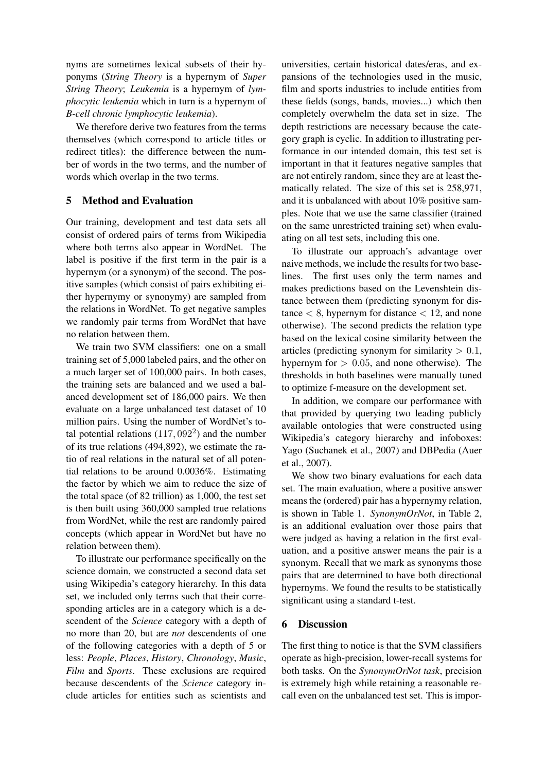nyms are sometimes lexical subsets of their hyponyms (*String Theory* is a hypernym of *Super String Theory*; *Leukemia* is a hypernym of *lymphocytic leukemia* which in turn is a hypernym of *B-cell chronic lymphocytic leukemia*).

We therefore derive two features from the terms themselves (which correspond to article titles or redirect titles): the difference between the number of words in the two terms, and the number of words which overlap in the two terms.

## 5 Method and Evaluation

Our training, development and test data sets all consist of ordered pairs of terms from Wikipedia where both terms also appear in WordNet. The label is positive if the first term in the pair is a hypernym (or a synonym) of the second. The positive samples (which consist of pairs exhibiting either hypernymy or synonymy) are sampled from the relations in WordNet. To get negative samples we randomly pair terms from WordNet that have no relation between them.

We train two SVM classifiers: one on a small training set of 5,000 labeled pairs, and the other on a much larger set of 100,000 pairs. In both cases, the training sets are balanced and we used a balanced development set of 186,000 pairs. We then evaluate on a large unbalanced test dataset of 10 million pairs. Using the number of WordNet's total potential relations ($117,092^2$) and the number of its true relations (494,892), we estimate the ratio of real relations in the natural set of all potential relations to be around 0.0036%. Estimating the factor by which we aim to reduce the size of the total space (of 82 trillion) as 1,000, the test set is then built using 360,000 sampled true relations from WordNet, while the rest are randomly paired concepts (which appear in WordNet but have no relation between them).

To illustrate our performance specifically on the science domain, we constructed a second data set using Wikipedia's category hierarchy. In this data set, we included only terms such that their corresponding articles are in a category which is a descendent of the *Science* category with a depth of no more than 20, but are *not* descendents of one of the following categories with a depth of 5 or less: *People*, *Places*, *History*, *Chronology*, *Music*, *Film* and *Sports*. These exclusions are required because descendents of the *Science* category include articles for entities such as scientists and universities, certain historical dates/eras, and expansions of the technologies used in the music, film and sports industries to include entities from these fields (songs, bands, movies...) which then completely overwhelm the data set in size. The depth restrictions are necessary because the category graph is cyclic. In addition to illustrating performance in our intended domain, this test set is important in that it features negative samples that are not entirely random, since they are at least thematically related. The size of this set is 258,971, and it is unbalanced with about 10% positive samples. Note that we use the same classifier (trained on the same unrestricted training set) when evaluating on all test sets, including this one.

To illustrate our approach's advantage over naive methods, we include the results for two baselines. The first uses only the term names and makes predictions based on the Levenshtein distance between them (predicting synonym for distance $< 8$, hypernym for distance $< 12$, and none otherwise). The second predicts the relation type based on the lexical cosine similarity between the articles (predicting synonym for similarity $> 0.1$, hypernym for $> 0.05$, and none otherwise). The thresholds in both baselines were manually tuned to optimize f-measure on the development set.

In addition, we compare our performance with that provided by querying two leading publicly available ontologies that were constructed using Wikipedia's category hierarchy and infoboxes: Yago (Suchanek et al., 2007) and DBPedia (Auer et al., 2007).

We show two binary evaluations for each data set. The main evaluation, where a positive answer means the (ordered) pair has a hypernymy relation, is shown in Table 1. *SynonymOrNot*, in Table 2, is an additional evaluation over those pairs that were judged as having a relation in the first evaluation, and a positive answer means the pair is a synonym. Recall that we mark as synonyms those pairs that are determined to have both directional hypernyms. We found the results to be statistically significant using a standard t-test.

## 6 Discussion

The first thing to notice is that the SVM classifiers operate as high-precision, lower-recall systems for both tasks. On the *SynonymOrNot task*, precision is extremely high while retaining a reasonable recall even on the unbalanced test set. This is impor-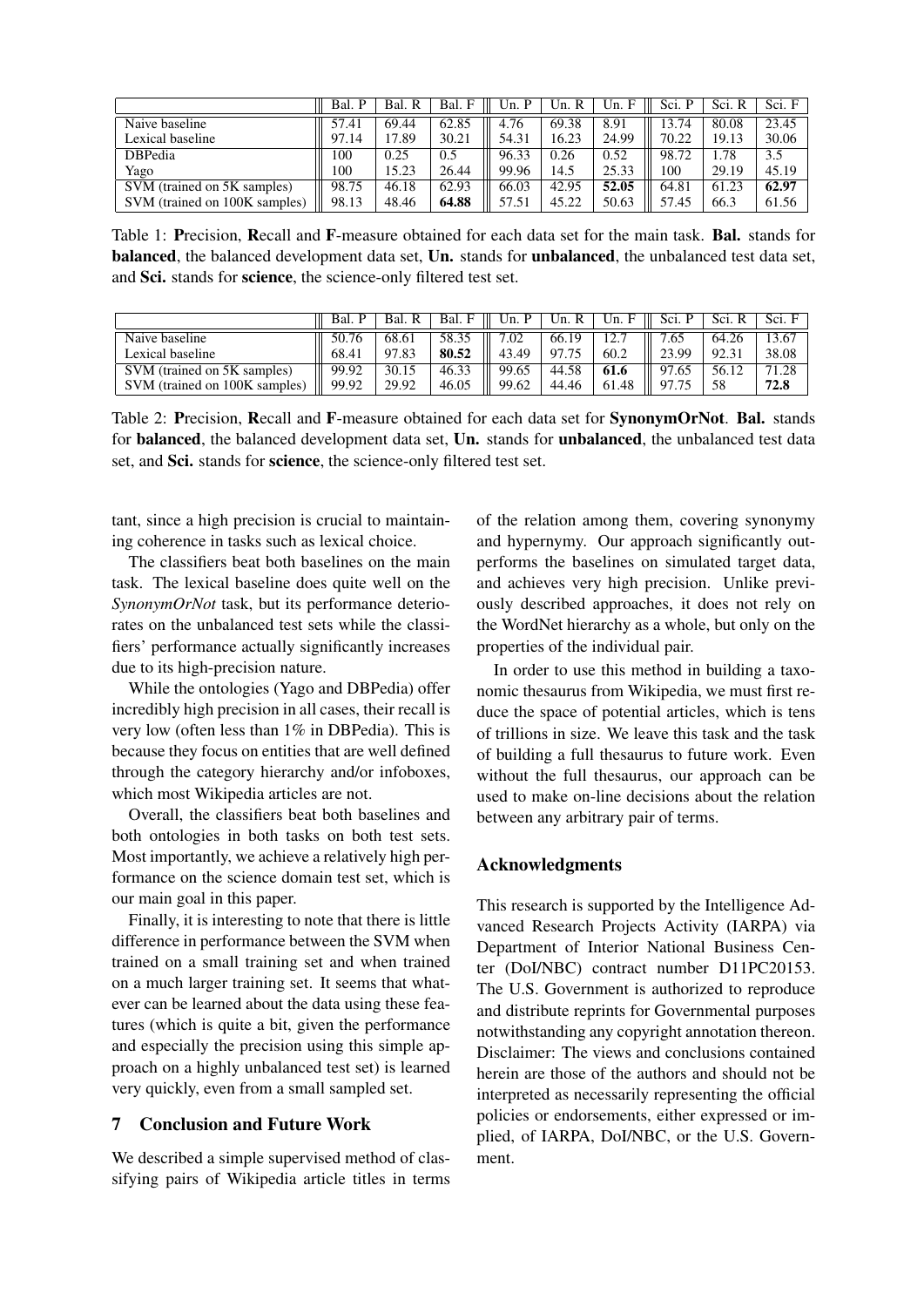| | Bal. P | Bal. R | Bal. F | Un. P | Un. R | Un. F | Sci. P | Sci. R | Sci. F |
|---|---|---|---|---|---|---|---|---|---|
| Naive baseline | 57.41 | 69.44 | 62.85 | 4.76 | 69.38 | 8.91 | 13.74 | 80.08 | 23.45 |
| Lexical baseline | 97.14 | 17.89 | 30.21 | 54.31 | 16.23 | 24.99 | 70.22 | 19.13 | 30.06 |
| DBPedia | 100 | 0.25 | 0.5 | 96.33 | 0.26 | 0.52 | 98.72 | 1.78 | 3.5 |
| Yago | 100 | 15.23 | 26.44 | 99.96 | 14.5 | 25.33 | 100 | 29.19 | 45.19 |
| SVM (trained on 5K samples) | 98.75 | 46.18 | 62.93 | 66.03 | 42.95 | **52.05** | 64.81 | 61.23 | **62.97** |
| SVM (trained on 100K samples) | 98.13 | 48.46 | **64.88** | 57.51 | 45.22 | 50.63 | 57.45 | 66.3 | 61.56 |

Table 1: **P**recision, **R**ecall and **F**-measure obtained for each data set for the main task. **Bal.** stands for **balanced**, the balanced development data set, **Un.** stands for **unbalanced**, the unbalanced test data set, and **Sci.** stands for **science**, the science-only filtered test set.

| | Bal. P | Bal. R | Bal. F | Un. P | Un. R | Un. F | Sci. P | Sci. R | Sci. F |
|---|---|---|---|---|---|---|---|---|---|
| Naive baseline | 50.76 | 68.61 | 58.35 | 7.02 | 66.19 | 12.7 | 7.65 | 64.26 | 13.67 |
| Lexical baseline | 68.41 | 97.83 | **80.52** | 43.49 | 97.75 | 60.2 | 23.99 | 92.31 | 38.08 |
| SVM (trained on 5K samples) | 99.92 | 30.15 | 46.33 | 99.65 | 44.58 | **61.6** | 97.65 | 56.12 | 71.28 |
| SVM (trained on 100K samples) | 99.92 | 29.92 | 46.05 | 99.62 | 44.46 | 61.48 | 97.75 | 58 | **72.8** |

Table 2: **P**recision, **R**ecall and **F**-measure obtained for each data set for **SynonymOrNot**. **Bal.** stands for **balanced**, the balanced development data set, **Un.** stands for **unbalanced**, the unbalanced test data set, and **Sci.** stands for **science**, the science-only filtered test set.

tant, since a high precision is crucial to maintaining coherence in tasks such as lexical choice.

The classifiers beat both baselines on the main task. The lexical baseline does quite well on the *SynonymOrNot* task, but its performance deteriorates on the unbalanced test sets while the classifiers' performance actually significantly increases due to its high-precision nature.

While the ontologies (Yago and DBPedia) offer incredibly high precision in all cases, their recall is very low (often less than 1% in DBPedia). This is because they focus on entities that are well defined through the category hierarchy and/or infoboxes, which most Wikipedia articles are not.

Overall, the classifiers beat both baselines and both ontologies in both tasks on both test sets. Most importantly, we achieve a relatively high performance on the science domain test set, which is our main goal in this paper.

Finally, it is interesting to note that there is little difference in performance between the SVM when trained on a small training set and when trained on a much larger training set. It seems that whatever can be learned about the data using these features (which is quite a bit, given the performance and especially the precision using this simple approach on a highly unbalanced test set) is learned very quickly, even from a small sampled set.

## 7 Conclusion and Future Work

We described a simple supervised method of classifying pairs of Wikipedia article titles in terms of the relation among them, covering synonymy and hypernymy. Our approach significantly outperforms the baselines on simulated target data, and achieves very high precision. Unlike previously described approaches, it does not rely on the WordNet hierarchy as a whole, but only on the properties of the individual pair.

In order to use this method in building a taxonomic thesaurus from Wikipedia, we must first reduce the space of potential articles, which is tens of trillions in size. We leave this task and the task of building a full thesaurus to future work. Even without the full thesaurus, our approach can be used to make on-line decisions about the relation between any arbitrary pair of terms.

## Acknowledgments

This research is supported by the Intelligence Advanced Research Projects Activity (IARPA) via Department of Interior National Business Center (DoI/NBC) contract number D11PC20153. The U.S. Government is authorized to reproduce and distribute reprints for Governmental purposes notwithstanding any copyright annotation thereon. Disclaimer: The views and conclusions contained herein are those of the authors and should not be interpreted as necessarily representing the official policies or endorsements, either expressed or implied, of IARPA, DoI/NBC, or the U.S. Government.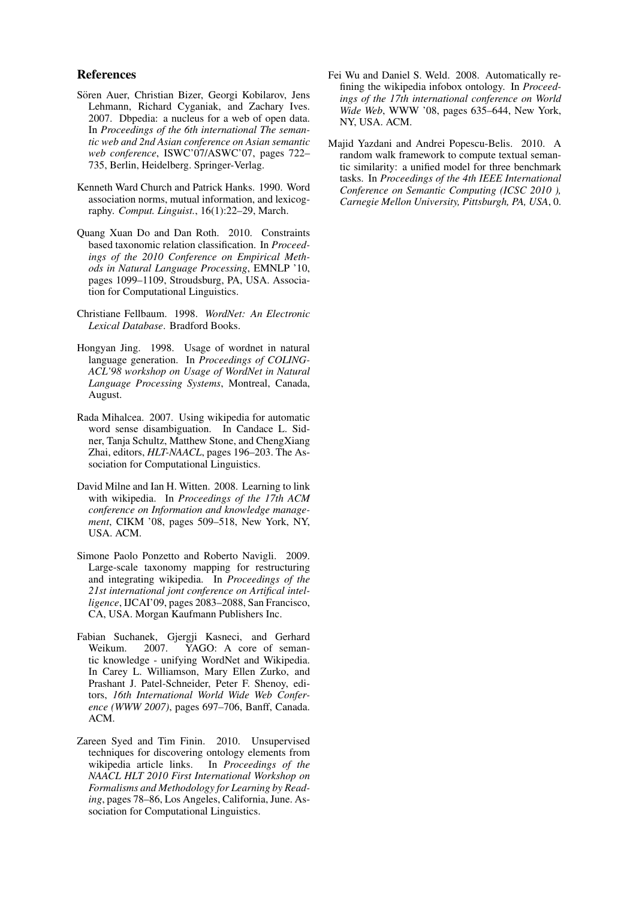## References

Sören Auer, Christian Bizer, Georgi Kobilarov, Jens Lehmann, Richard Cyganiak, and Zachary Ives. 2007. Dbpedia: a nucleus for a web of open data. In *Proceedings of the 6th international The semantic web and 2nd Asian conference on Asian semantic web conference*, ISWC'07/ASWC'07, pages 722–735, Berlin, Heidelberg. Springer-Verlag.

Kenneth Ward Church and Patrick Hanks. 1990. Word association norms, mutual information, and lexicography. *Comput. Linguist.*, 16(1):22–29, March.

Quang Xuan Do and Dan Roth. 2010. Constraints based taxonomic relation classification. In *Proceedings of the 2010 Conference on Empirical Methods in Natural Language Processing*, EMNLP '10, pages 1099–1109, Stroudsburg, PA, USA. Association for Computational Linguistics.

Christiane Fellbaum. 1998. *WordNet: An Electronic Lexical Database*. Bradford Books.

Hongyan Jing. 1998. Usage of wordnet in natural language generation. In *Proceedings of COLING-ACL'98 workshop on Usage of WordNet in Natural Language Processing Systems*, Montreal, Canada, August.

Rada Mihalcea. 2007. Using wikipedia for automatic word sense disambiguation. In Candace L. Sidner, Tanja Schultz, Matthew Stone, and ChengXiang Zhai, editors, *HLT-NAACL*, pages 196–203. The Association for Computational Linguistics.

David Milne and Ian H. Witten. 2008. Learning to link with wikipedia. In *Proceedings of the 17th ACM conference on Information and knowledge management*, CIKM '08, pages 509–518, New York, NY, USA. ACM.

Simone Paolo Ponzetto and Roberto Navigli. 2009. Large-scale taxonomy mapping for restructuring and integrating wikipedia. In *Proceedings of the 21st international jont conference on Artifical intelligence*, IJCAI'09, pages 2083–2088, San Francisco, CA, USA. Morgan Kaufmann Publishers Inc.

Fabian Suchanek, Gjergji Kasneci, and Gerhard Weikum. 2007. YAGO: A core of semantic knowledge - unifying WordNet and Wikipedia. In Carey L. Williamson, Mary Ellen Zurko, and Prashant J. Patel-Schneider, Peter F. Shenoy, editors, *16th International World Wide Web Conference (WWW 2007)*, pages 697–706, Banff, Canada. ACM.

Zareen Syed and Tim Finin. 2010. Unsupervised techniques for discovering ontology elements from wikipedia article links. In *Proceedings of the NAACL HLT 2010 First International Workshop on Formalisms and Methodology for Learning by Reading*, pages 78–86, Los Angeles, California, June. Association for Computational Linguistics.

Fei Wu and Daniel S. Weld. 2008. Automatically refining the wikipedia infobox ontology. In *Proceedings of the 17th international conference on World Wide Web*, WWW '08, pages 635–644, New York, NY, USA. ACM.

Majid Yazdani and Andrei Popescu-Belis. 2010. A random walk framework to compute textual semantic similarity: a unified model for three benchmark tasks. In *Proceedings of the 4th IEEE International Conference on Semantic Computing (ICSC 2010 ), Carnegie Mellon University, Pittsburgh, PA, USA*, 0.